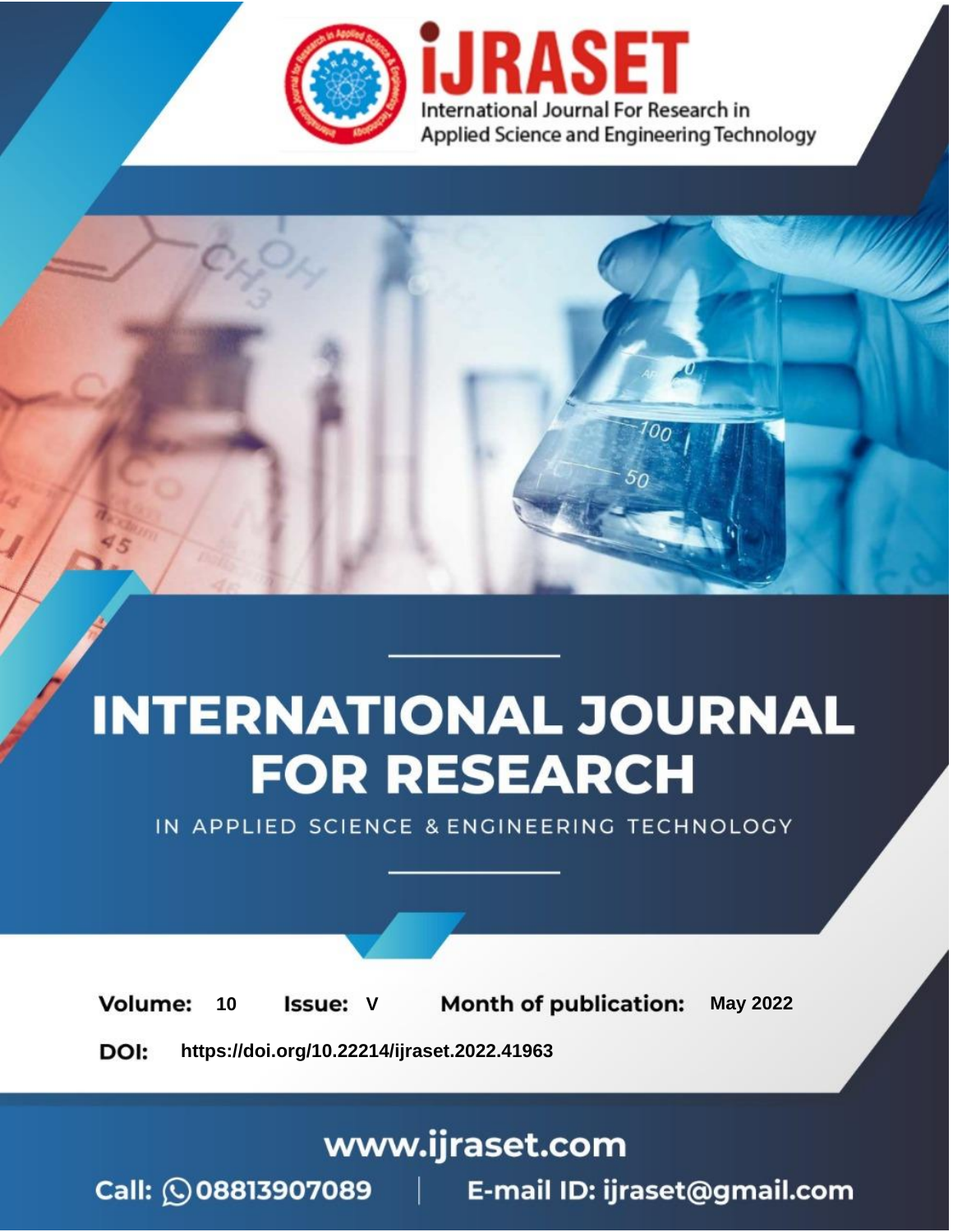iJRASET

International Journal For Research in Applied Science and Engineering Technology

# INTERNATIONAL JOURNAL FOR RESEARCH

IN APPLIED SCIENCE & ENGINEERING TECHNOLOGY

**Volume:** 10 **Issue:** V **Month of publication:** May 2022

**DOI:** https://doi.org/10.22214/ijraset.2022.41963

www.ijraset.com

Call: 08813907089 | E-mail ID: ijraset@gmail.com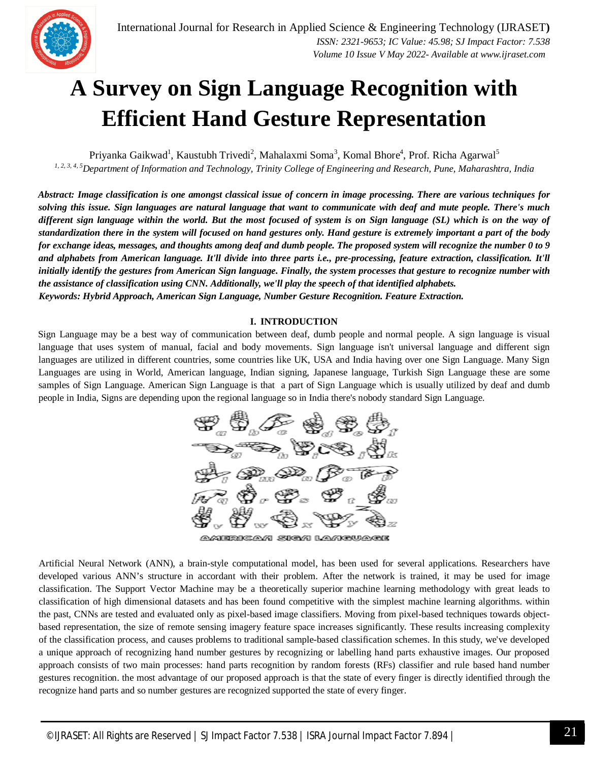# A Survey on Sign Language Recognition with Efficient Hand Gesture Representation

Priyanka Gaikwad[1], Kaustubh Trivedi[2], Mahalaxmi Soma[3], Komal Bhore[4], Prof. Richa Agarwal[5]

*[1, 2, 3, 4, 5]Department of Information and Technology, Trinity College of Engineering and Research, Pune, Maharashtra, India*

***Abstract:** Image classification is one amongst classical issue of concern in image processing. There are various techniques for solving this issue. Sign languages are natural language that want to communicate with deaf and mute people. There's much different sign language within the world. But the most focused of system is on Sign language (SL) which is on the way of standardization there in the system will focused on hand gestures only. Hand gesture is extremely important a part of the body for exchange ideas, messages, and thoughts among deaf and dumb people. The proposed system will recognize the number 0 to 9 and alphabets from American language. It'll divide into three parts i.e., pre-processing, feature extraction, classification. It'll initially identify the gestures from American Sign language. Finally, the system processes that gesture to recognize number with the assistance of classification using CNN. Additionally, we'll play the speech of that identified alphabets.*

***Keywords:** Hybrid Approach, American Sign Language, Number Gesture Recognition. Feature Extraction.*

## I. INTRODUCTION

Sign Language may be a best way of communication between deaf, dumb people and normal people. A sign language is visual language that uses system of manual, facial and body movements. Sign language isn't universal language and different sign languages are utilized in different countries, some countries like UK, USA and India having over one Sign Language. Many Sign Languages are using in World, American language, Indian signing, Japanese language, Turkish Sign Language these are some samples of Sign Language. American Sign Language is that a part of Sign Language which is usually utilized by deaf and dumb people in India, Signs are depending upon the regional language so in India there's nobody standard Sign Language.

AMERICAN SIGN LANGUAGE

Artificial Neural Network (ANN), a brain-style computational model, has been used for several applications. Researchers have developed various ANN's structure in accordant with their problem. After the network is trained, it may be used for image classification. The Support Vector Machine may be a theoretically superior machine learning methodology with great leads to classification of high dimensional datasets and has been found competitive with the simplest machine learning algorithms. within the past, CNNs are tested and evaluated only as pixel-based image classifiers. Moving from pixel-based techniques towards object-based representation, the size of remote sensing imagery feature space increases significantly. These results increasing complexity of the classification process, and causes problems to traditional sample-based classification schemes. In this study, we've developed a unique approach of recognizing hand number gestures by recognizing or labelling hand parts exhaustive images. Our proposed approach consists of two main processes: hand parts recognition by random forests (RFs) classifier and rule based hand number gestures recognition. the most advantage of our proposed approach is that the state of every finger is directly identified through the recognize hand parts and so number gestures are recognized supported the state of every finger.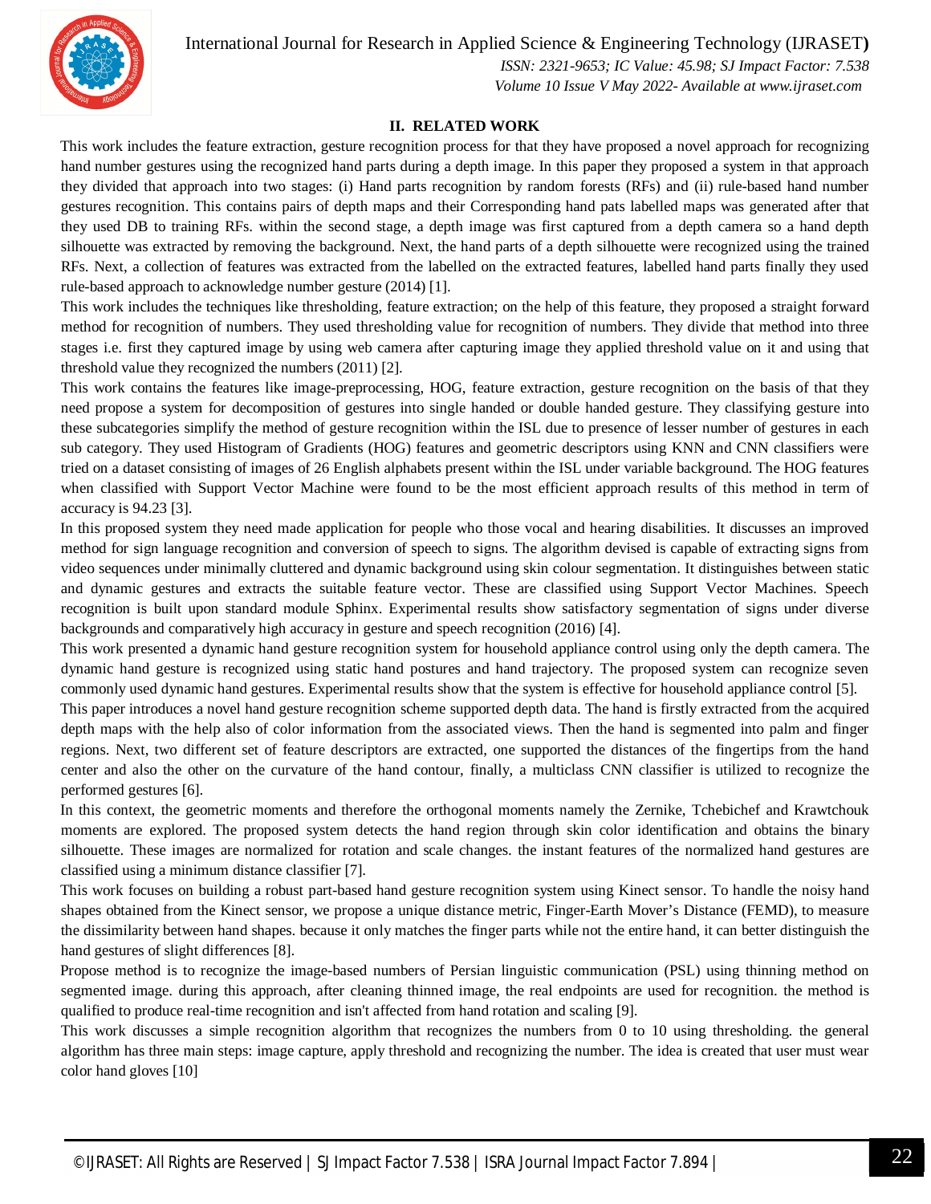## II. RELATED WORK

This work includes the feature extraction, gesture recognition process for that they have proposed a novel approach for recognizing hand number gestures using the recognized hand parts during a depth image. In this paper they proposed a system in that approach they divided that approach into two stages: (i) Hand parts recognition by random forests (RFs) and (ii) rule-based hand number gestures recognition. This contains pairs of depth maps and their Corresponding hand pats labelled maps was generated after that they used DB to training RFs. within the second stage, a depth image was first captured from a depth camera so a hand depth silhouette was extracted by removing the background. Next, the hand parts of a depth silhouette were recognized using the trained RFs. Next, a collection of features was extracted from the labelled on the extracted features, labelled hand parts finally they used rule-based approach to acknowledge number gesture (2014) [1].

This work includes the techniques like thresholding, feature extraction; on the help of this feature, they proposed a straight forward method for recognition of numbers. They used thresholding value for recognition of numbers. They divide that method into three stages i.e. first they captured image by using web camera after capturing image they applied threshold value on it and using that threshold value they recognized the numbers (2011) [2].

This work contains the features like image-preprocessing, HOG, feature extraction, gesture recognition on the basis of that they need propose a system for decomposition of gestures into single handed or double handed gesture. They classifying gesture into these subcategories simplify the method of gesture recognition within the ISL due to presence of lesser number of gestures in each sub category. They used Histogram of Gradients (HOG) features and geometric descriptors using KNN and CNN classifiers were tried on a dataset consisting of images of 26 English alphabets present within the ISL under variable background. The HOG features when classified with Support Vector Machine were found to be the most efficient approach results of this method in term of accuracy is 94.23 [3].

In this proposed system they need made application for people who those vocal and hearing disabilities. It discusses an improved method for sign language recognition and conversion of speech to signs. The algorithm devised is capable of extracting signs from video sequences under minimally cluttered and dynamic background using skin colour segmentation. It distinguishes between static and dynamic gestures and extracts the suitable feature vector. These are classified using Support Vector Machines. Speech recognition is built upon standard module Sphinx. Experimental results show satisfactory segmentation of signs under diverse backgrounds and comparatively high accuracy in gesture and speech recognition (2016) [4].

This work presented a dynamic hand gesture recognition system for household appliance control using only the depth camera. The dynamic hand gesture is recognized using static hand postures and hand trajectory. The proposed system can recognize seven commonly used dynamic hand gestures. Experimental results show that the system is effective for household appliance control [5].

This paper introduces a novel hand gesture recognition scheme supported depth data. The hand is firstly extracted from the acquired depth maps with the help also of color information from the associated views. Then the hand is segmented into palm and finger regions. Next, two different set of feature descriptors are extracted, one supported the distances of the fingertips from the hand center and also the other on the curvature of the hand contour, finally, a multiclass CNN classifier is utilized to recognize the performed gestures [6].

In this context, the geometric moments and therefore the orthogonal moments namely the Zernike, Tchebichef and Krawtchouk moments are explored. The proposed system detects the hand region through skin color identification and obtains the binary silhouette. These images are normalized for rotation and scale changes. the instant features of the normalized hand gestures are classified using a minimum distance classifier [7].

This work focuses on building a robust part-based hand gesture recognition system using Kinect sensor. To handle the noisy hand shapes obtained from the Kinect sensor, we propose a unique distance metric, Finger-Earth Mover's Distance (FEMD), to measure the dissimilarity between hand shapes. because it only matches the finger parts while not the entire hand, it can better distinguish the hand gestures of slight differences [8].

Propose method is to recognize the image-based numbers of Persian linguistic communication (PSL) using thinning method on segmented image. during this approach, after cleaning thinned image, the real endpoints are used for recognition. the method is qualified to produce real-time recognition and isn't affected from hand rotation and scaling [9].

This work discusses a simple recognition algorithm that recognizes the numbers from 0 to 10 using thresholding. the general algorithm has three main steps: image capture, apply threshold and recognizing the number. The idea is created that user must wear color hand gloves [10]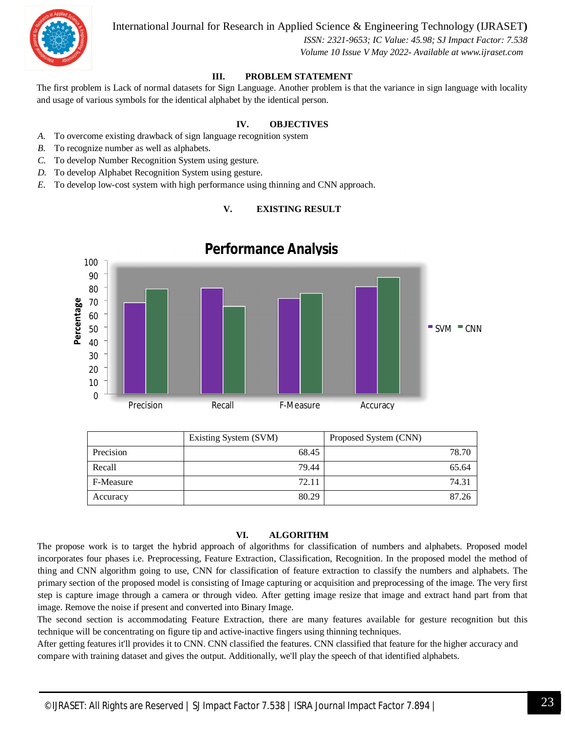## III. PROBLEM STATEMENT

The first problem is Lack of normal datasets for Sign Language. Another problem is that the variance in sign language with locality and usage of various symbols for the identical alphabet by the identical person.

## IV. OBJECTIVES

*A.* To overcome existing drawback of sign language recognition system
*B.* To recognize number as well as alphabets.
*C.* To develop Number Recognition System using gesture.
*D.* To develop Alphabet Recognition System using gesture.
*E.* To develop low-cost system with high performance using thinning and CNN approach.

## V. EXISTING RESULT

**Performance Analysis**

| | Existing System (SVM) | Proposed System (CNN) |
|---|---|---|
| Precision | 68.45 | 78.70 |
| Recall | 79.44 | 65.64 |
| F-Measure | 72.11 | 74.31 |
| Accuracy | 80.29 | 87.26 |

## VI. ALGORITHM

The propose work is to target the hybrid approach of algorithms for classification of numbers and alphabets. Proposed model incorporates four phases i.e. Preprocessing, Feature Extraction, Classification, Recognition. In the proposed model the method of thing and CNN algorithm going to use, CNN for classification of feature extraction to classify the numbers and alphabets. The primary section of the proposed model is consisting of Image capturing or acquisition and preprocessing of the image. The very first step is capture image through a camera or through video. After getting image resize that image and extract hand part from that image. Remove the noise if present and converted into Binary Image.

The second section is accommodating Feature Extraction, there are many features available for gesture recognition but this technique will be concentrating on figure tip and active-inactive fingers using thinning techniques.

After getting features it'll provides it to CNN. CNN classified the features. CNN classified that feature for the higher accuracy and compare with training dataset and gives the output. Additionally, we'll play the speech of that identified alphabets.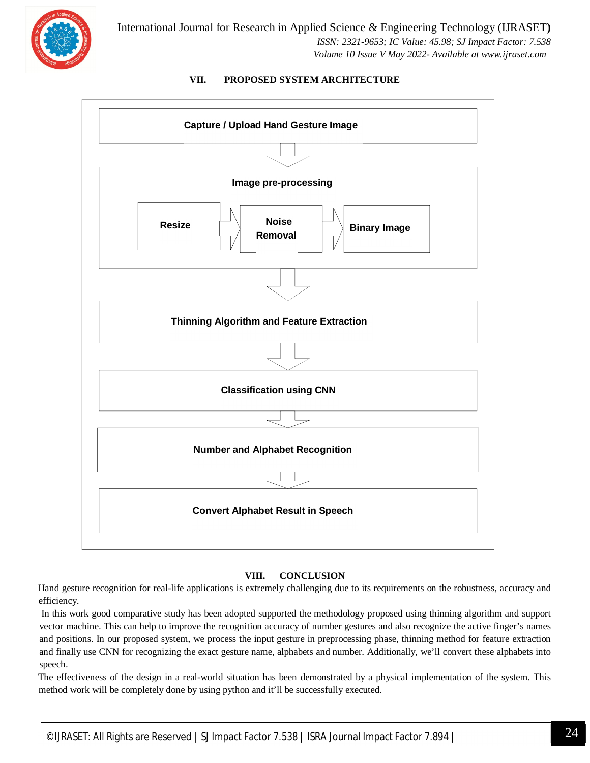## VII. PROPOSED SYSTEM ARCHITECTURE

Capture / Upload Hand Gesture Image

↓

Image pre-processing

Resize → Noise Removal → Binary Image

↓

Thinning Algorithm and Feature Extraction

↓

Classification using CNN

↓

Number and Alphabet Recognition

↓

Convert Alphabet Result in Speech

## VIII. CONCLUSION

Hand gesture recognition for real-life applications is extremely challenging due to its requirements on the robustness, accuracy and efficiency.

In this work good comparative study has been adopted supported the methodology proposed using thinning algorithm and support vector machine. This can help to improve the recognition accuracy of number gestures and also recognize the active finger's names and positions. In our proposed system, we process the input gesture in preprocessing phase, thinning method for feature extraction and finally use CNN for recognizing the exact gesture name, alphabets and number. Additionally, we'll convert these alphabets into speech.

The effectiveness of the design in a real-world situation has been demonstrated by a physical implementation of the system. This method work will be completely done by using python and it'll be successfully executed.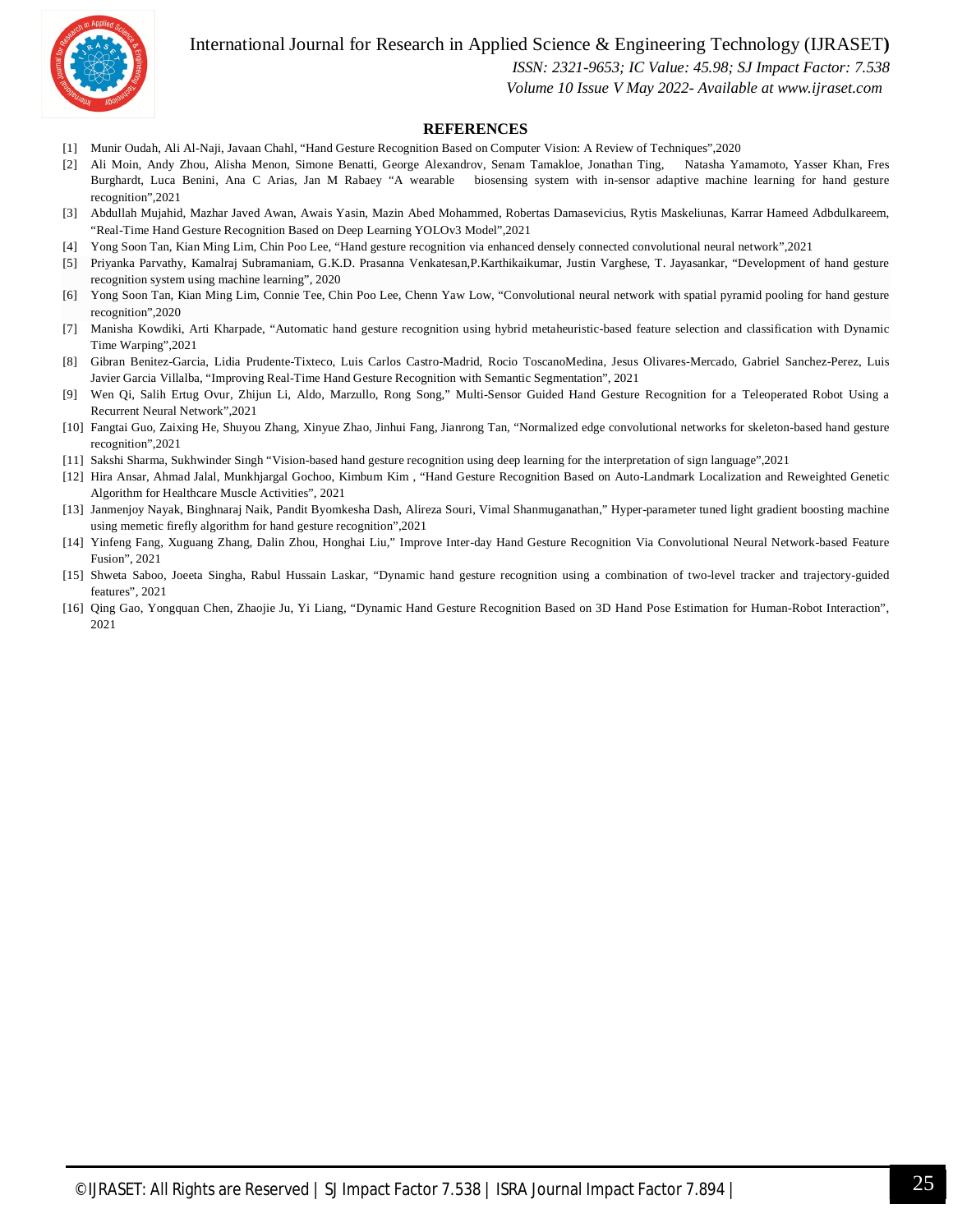## REFERENCES

[1] Munir Oudah, Ali Al-Naji, Javaan Chahl, “Hand Gesture Recognition Based on Computer Vision: A Review of Techniques”,2020

[2] Ali Moin, Andy Zhou, Alisha Menon, Simone Benatti, George Alexandrov, Senam Tamakloe, Jonathan Ting, Natasha Yamamoto, Yasser Khan, Fres Burghardt, Luca Benini, Ana C Arias, Jan M Rabaey “A wearable biosensing system with in-sensor adaptive machine learning for hand gesture recognition”,2021

[3] Abdullah Mujahid, Mazhar Javed Awan, Awais Yasin, Mazin Abed Mohammed, Robertas Damasevicius, Rytis Maskeliunas, Karrar Hameed Adbdulkareem, “Real-Time Hand Gesture Recognition Based on Deep Learning YOLOv3 Model”,2021

[4] Yong Soon Tan, Kian Ming Lim, Chin Poo Lee, “Hand gesture recognition via enhanced densely connected convolutional neural network”,2021

[5] Priyanka Parvathy, Kamalraj Subramaniam, G.K.D. Prasanna Venkatesan,P.Karthikaikumar, Justin Varghese, T. Jayasankar, “Development of hand gesture recognition system using machine learning”, 2020

[6] Yong Soon Tan, Kian Ming Lim, Connie Tee, Chin Poo Lee, Chenn Yaw Low, “Convolutional neural network with spatial pyramid pooling for hand gesture recognition”,2020

[7] Manisha Kowdiki, Arti Kharpade, “Automatic hand gesture recognition using hybrid metaheuristic-based feature selection and classification with Dynamic Time Warping”,2021

[8] Gibran Benitez-Garcia, Lidia Prudente-Tixteco, Luis Carlos Castro-Madrid, Rocio ToscanoMedina, Jesus Olivares-Mercado, Gabriel Sanchez-Perez, Luis Javier Garcia Villalba, “Improving Real-Time Hand Gesture Recognition with Semantic Segmentation”, 2021

[9] Wen Qi, Salih Ertug Ovur, Zhijun Li, Aldo, Marzullo, Rong Song,” Multi-Sensor Guided Hand Gesture Recognition for a Teleoperated Robot Using a Recurrent Neural Network”,2021

[10] Fangtai Guo, Zaixing He, Shuyou Zhang, Xinyue Zhao, Jinhui Fang, Jianrong Tan, “Normalized edge convolutional networks for skeleton-based hand gesture recognition”,2021

[11] Sakshi Sharma, Sukhwinder Singh “Vision-based hand gesture recognition using deep learning for the interpretation of sign language”,2021

[12] Hira Ansar, Ahmad Jalal, Munkhjargal Gochoo, Kimbum Kim , “Hand Gesture Recognition Based on Auto-Landmark Localization and Reweighted Genetic Algorithm for Healthcare Muscle Activities”, 2021

[13] Janmenjoy Nayak, Binghnaraj Naik, Pandit Byomkesha Dash, Alireza Souri, Vimal Shanmuganathan,” Hyper-parameter tuned light gradient boosting machine using memetic firefly algorithm for hand gesture recognition”,2021

[14] Yinfeng Fang, Xuguang Zhang, Dalin Zhou, Honghai Liu,” Improve Inter-day Hand Gesture Recognition Via Convolutional Neural Network-based Feature Fusion”, 2021

[15] Shweta Saboo, Joeeta Singha, Rabul Hussain Laskar, “Dynamic hand gesture recognition using a combination of two-level tracker and trajectory-guided features”, 2021

[16] Qing Gao, Yongquan Chen, Zhaojie Ju, Yi Liang, “Dynamic Hand Gesture Recognition Based on 3D Hand Pose Estimation for Human-Robot Interaction”, 2021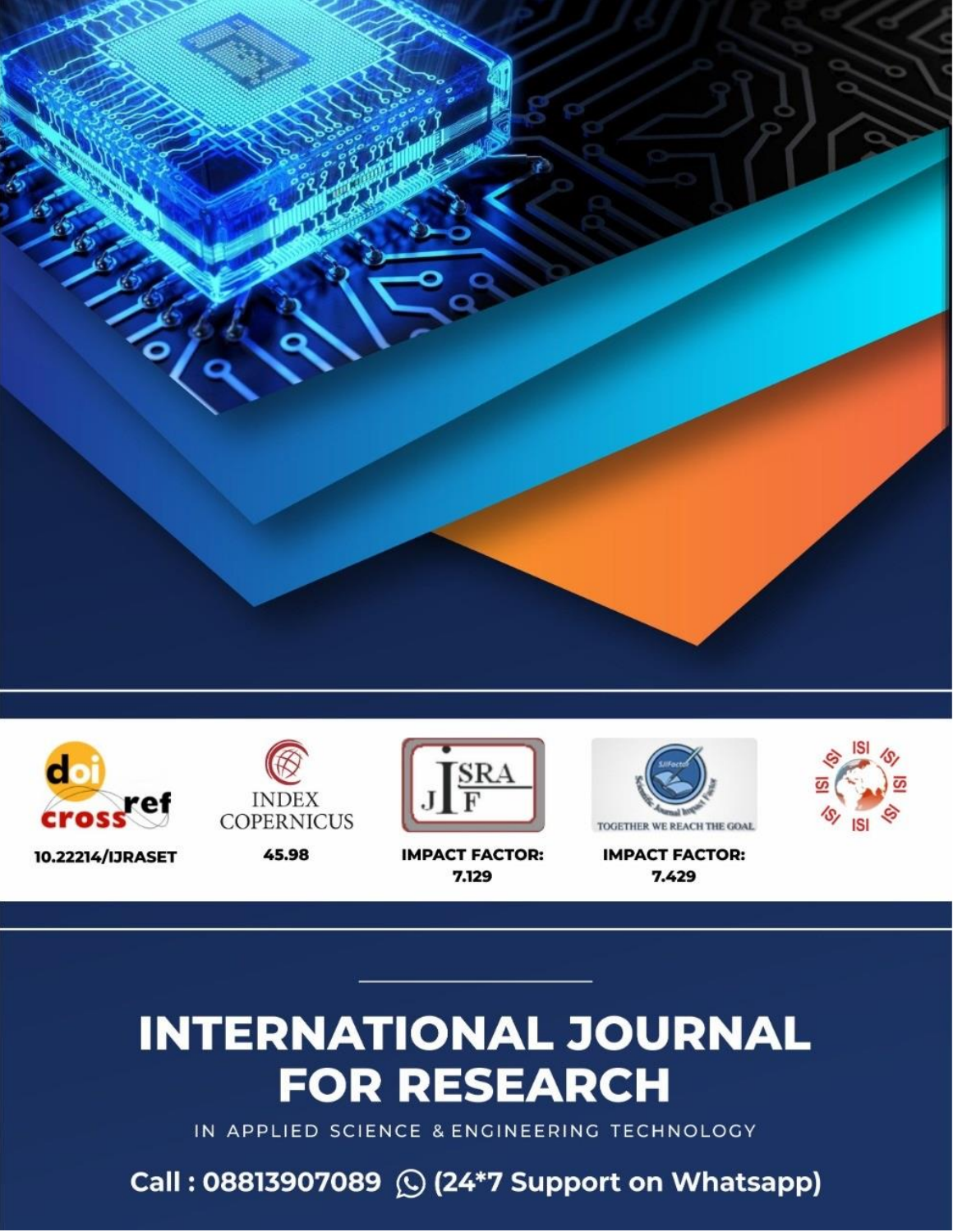10.22214/IJRASET

INDEX COPERNICUS

45.98

IMPACT FACTOR: 7.129

IMPACT FACTOR: 7.429

# INTERNATIONAL JOURNAL FOR RESEARCH

IN APPLIED SCIENCE & ENGINEERING TECHNOLOGY

Call : 08813907089 (24*7 Support on Whatsapp)